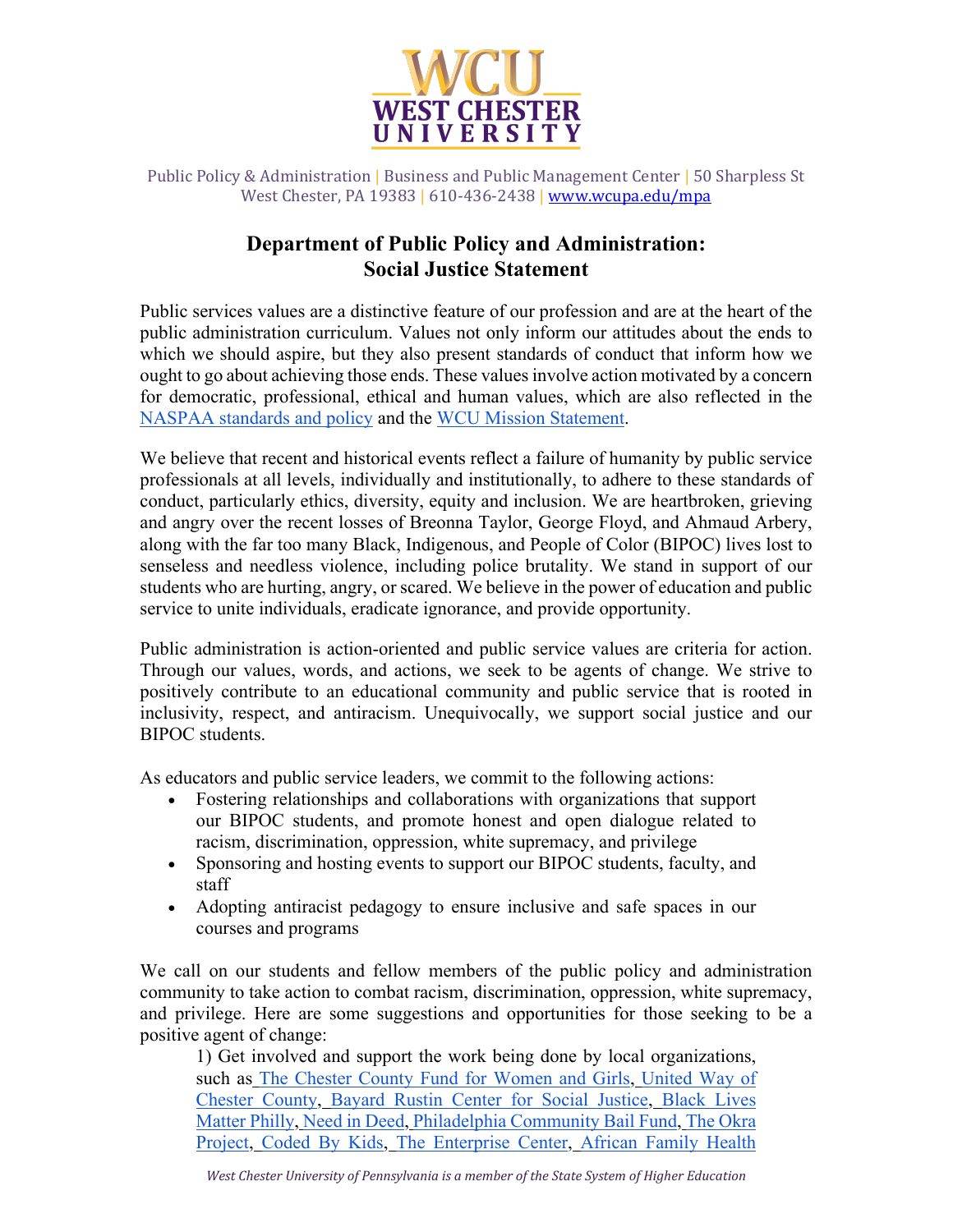Public Policy & Administration | Business and Public Management Center | 50 Sharpless St
West Chester, PA 19383 | 610-436-2438 | www.wcupa.edu/mpa

# Department of Public Policy and Administration: Social Justice Statement

Public services values are a distinctive feature of our profession and are at the heart of the public administration curriculum. Values not only inform our attitudes about the ends to which we should aspire, but they also present standards of conduct that inform how we ought to go about achieving those ends. These values involve action motivated by a concern for democratic, professional, ethical and human values, which are also reflected in the NASPAA standards and policy and the WCU Mission Statement.

We believe that recent and historical events reflect a failure of humanity by public service professionals at all levels, individually and institutionally, to adhere to these standards of conduct, particularly ethics, diversity, equity and inclusion. We are heartbroken, grieving and angry over the recent losses of Breonna Taylor, George Floyd, and Ahmaud Arbery, along with the far too many Black, Indigenous, and People of Color (BIPOC) lives lost to senseless and needless violence, including police brutality. We stand in support of our students who are hurting, angry, or scared. We believe in the power of education and public service to unite individuals, eradicate ignorance, and provide opportunity.

Public administration is action-oriented and public service values are criteria for action. Through our values, words, and actions, we seek to be agents of change. We strive to positively contribute to an educational community and public service that is rooted in inclusivity, respect, and antiracism. Unequivocally, we support social justice and our BIPOC students.

As educators and public service leaders, we commit to the following actions:

- Fostering relationships and collaborations with organizations that support our BIPOC students, and promote honest and open dialogue related to racism, discrimination, oppression, white supremacy, and privilege
- Sponsoring and hosting events to support our BIPOC students, faculty, and staff
- Adopting antiracist pedagogy to ensure inclusive and safe spaces in our courses and programs

We call on our students and fellow members of the public policy and administration community to take action to combat racism, discrimination, oppression, white supremacy, and privilege. Here are some suggestions and opportunities for those seeking to be a positive agent of change:

1) Get involved and support the work being done by local organizations, such as The Chester County Fund for Women and Girls, United Way of Chester County, Bayard Rustin Center for Social Justice, Black Lives Matter Philly, Need in Deed, Philadelphia Community Bail Fund, The Okra Project, Coded By Kids, The Enterprise Center, African Family Health

*West Chester University of Pennsylvania is a member of the State System of Higher Education*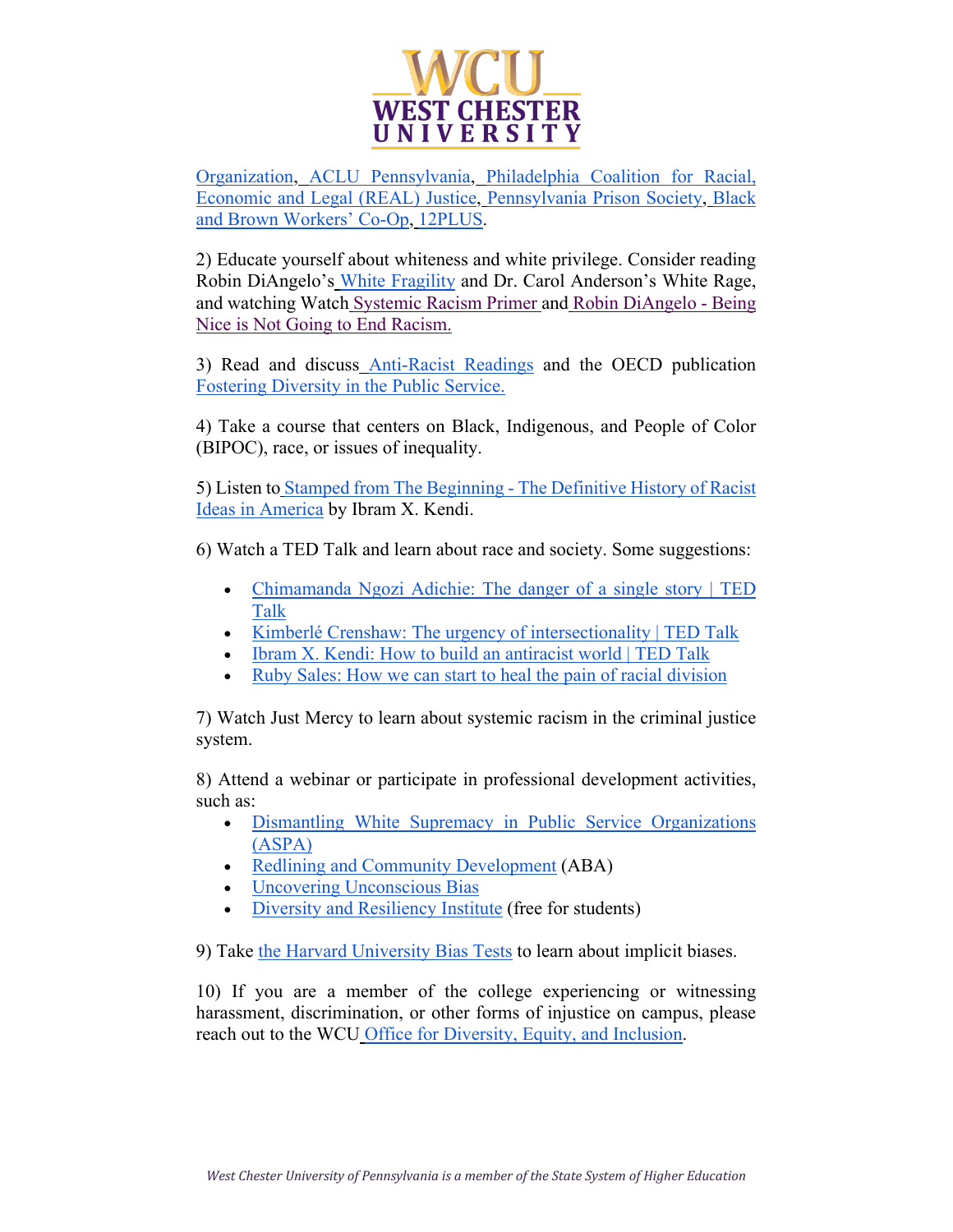Organization, ACLU Pennsylvania, Philadelphia Coalition for Racial, Economic and Legal (REAL) Justice, Pennsylvania Prison Society, Black and Brown Workers' Co-Op, 12PLUS.

2) Educate yourself about whiteness and white privilege. Consider reading Robin DiAngelo's White Fragility and Dr. Carol Anderson's White Rage, and watching Watch Systemic Racism Primer and Robin DiAngelo - Being Nice is Not Going to End Racism.

3) Read and discuss Anti-Racist Readings and the OECD publication Fostering Diversity in the Public Service.

4) Take a course that centers on Black, Indigenous, and People of Color (BIPOC), race, or issues of inequality.

5) Listen to Stamped from The Beginning - The Definitive History of Racist Ideas in America by Ibram X. Kendi.

6) Watch a TED Talk and learn about race and society. Some suggestions:

- Chimamanda Ngozi Adichie: The danger of a single story | TED Talk
- Kimberlé Crenshaw: The urgency of intersectionality | TED Talk
- Ibram X. Kendi: How to build an antiracist world | TED Talk
- Ruby Sales: How we can start to heal the pain of racial division

7) Watch Just Mercy to learn about systemic racism in the criminal justice system.

8) Attend a webinar or participate in professional development activities, such as:

- Dismantling White Supremacy in Public Service Organizations (ASPA)
- Redlining and Community Development (ABA)
- Uncovering Unconscious Bias
- Diversity and Resiliency Institute (free for students)

9) Take the Harvard University Bias Tests to learn about implicit biases.

10) If you are a member of the college experiencing or witnessing harassment, discrimination, or other forms of injustice on campus, please reach out to the WCU Office for Diversity, Equity, and Inclusion.